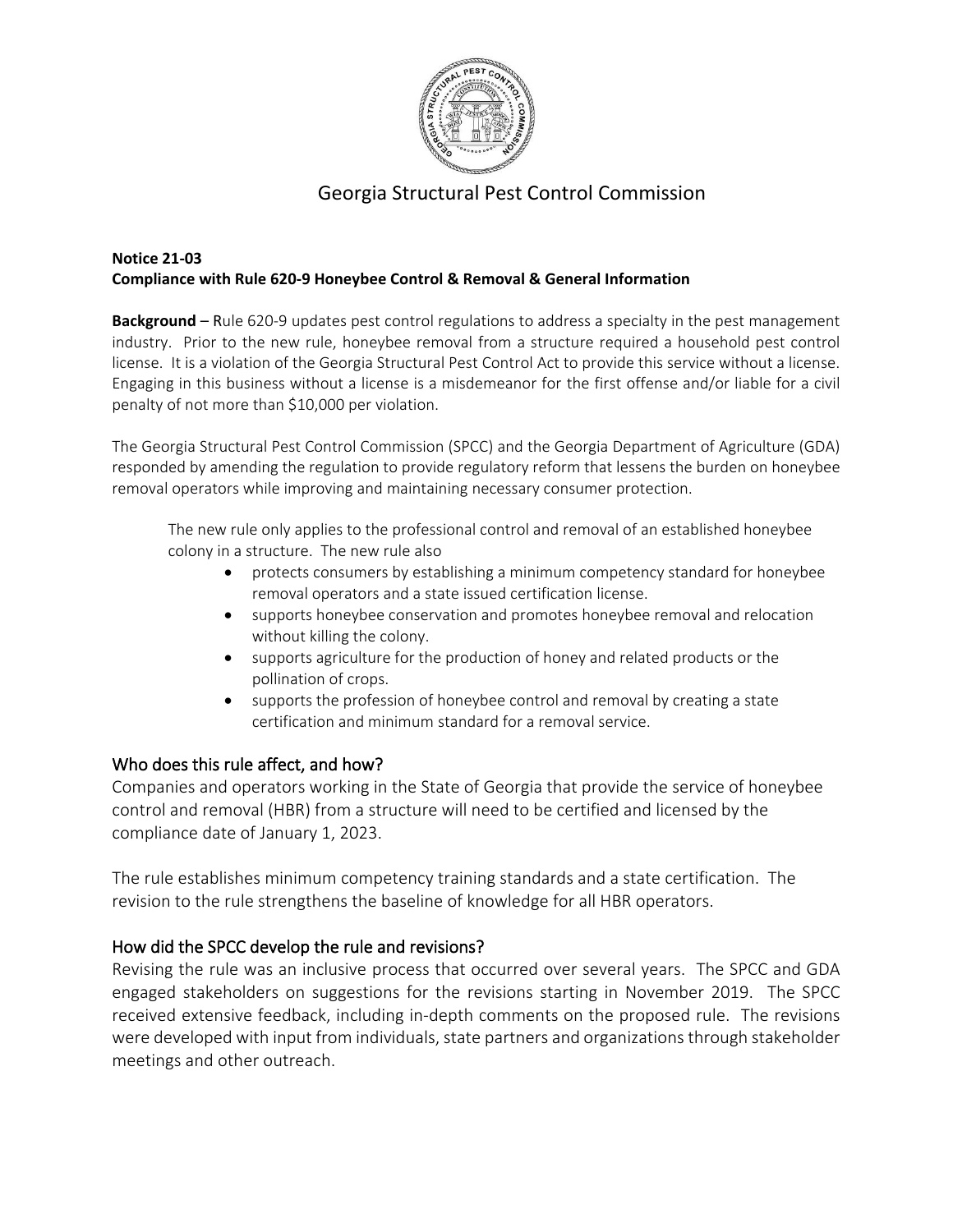# Georgia Structural Pest Control Commission

**Notice 21-03**
**Compliance with Rule 620-9 Honeybee Control & Removal & General Information**

**Background** – Rule 620-9 updates pest control regulations to address a specialty in the pest management industry. Prior to the new rule, honeybee removal from a structure required a household pest control license. It is a violation of the Georgia Structural Pest Control Act to provide this service without a license. Engaging in this business without a license is a misdemeanor for the first offense and/or liable for a civil penalty of not more than $10,000 per violation.

The Georgia Structural Pest Control Commission (SPCC) and the Georgia Department of Agriculture (GDA) responded by amending the regulation to provide regulatory reform that lessens the burden on honeybee removal operators while improving and maintaining necessary consumer protection.

The new rule only applies to the professional control and removal of an established honeybee colony in a structure. The new rule also

- protects consumers by establishing a minimum competency standard for honeybee removal operators and a state issued certification license.
- supports honeybee conservation and promotes honeybee removal and relocation without killing the colony.
- supports agriculture for the production of honey and related products or the pollination of crops.
- supports the profession of honeybee control and removal by creating a state certification and minimum standard for a removal service.

## Who does this rule affect, and how?

Companies and operators working in the State of Georgia that provide the service of honeybee control and removal (HBR) from a structure will need to be certified and licensed by the compliance date of January 1, 2023.

The rule establishes minimum competency training standards and a state certification. The revision to the rule strengthens the baseline of knowledge for all HBR operators.

## How did the SPCC develop the rule and revisions?

Revising the rule was an inclusive process that occurred over several years. The SPCC and GDA engaged stakeholders on suggestions for the revisions starting in November 2019. The SPCC received extensive feedback, including in-depth comments on the proposed rule. The revisions were developed with input from individuals, state partners and organizations through stakeholder meetings and other outreach.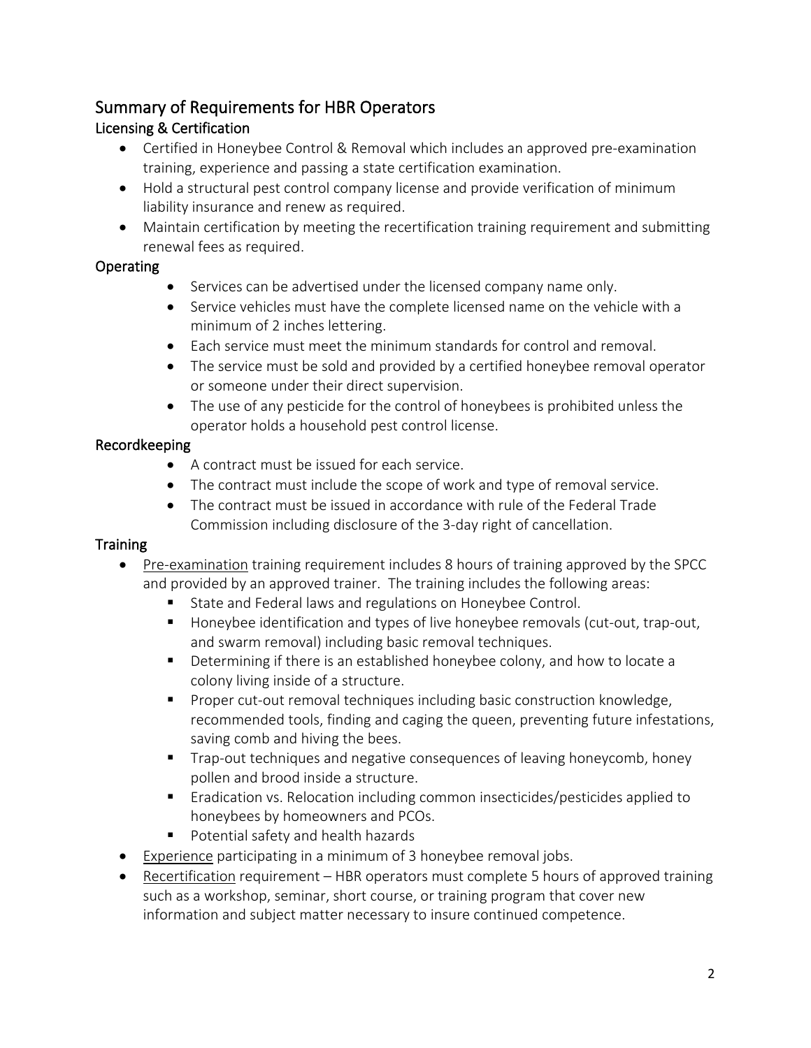## Summary of Requirements for HBR Operators

### Licensing & Certification

- Certified in Honeybee Control & Removal which includes an approved pre-examination training, experience and passing a state certification examination.
- Hold a structural pest control company license and provide verification of minimum liability insurance and renew as required.
- Maintain certification by meeting the recertification training requirement and submitting renewal fees as required.

### Operating

- Services can be advertised under the licensed company name only.
- Service vehicles must have the complete licensed name on the vehicle with a minimum of 2 inches lettering.
- Each service must meet the minimum standards for control and removal.
- The service must be sold and provided by a certified honeybee removal operator or someone under their direct supervision.
- The use of any pesticide for the control of honeybees is prohibited unless the operator holds a household pest control license.

### Recordkeeping

- A contract must be issued for each service.
- The contract must include the scope of work and type of removal service.
- The contract must be issued in accordance with rule of the Federal Trade Commission including disclosure of the 3-day right of cancellation.

### Training

- Pre-examination training requirement includes 8 hours of training approved by the SPCC and provided by an approved trainer. The training includes the following areas:
  - State and Federal laws and regulations on Honeybee Control.
  - Honeybee identification and types of live honeybee removals (cut-out, trap-out, and swarm removal) including basic removal techniques.
  - Determining if there is an established honeybee colony, and how to locate a colony living inside of a structure.
  - Proper cut-out removal techniques including basic construction knowledge, recommended tools, finding and caging the queen, preventing future infestations, saving comb and hiving the bees.
  - Trap-out techniques and negative consequences of leaving honeycomb, honey pollen and brood inside a structure.
  - Eradication vs. Relocation including common insecticides/pesticides applied to honeybees by homeowners and PCOs.
  - Potential safety and health hazards
- Experience participating in a minimum of 3 honeybee removal jobs.
- Recertification requirement – HBR operators must complete 5 hours of approved training such as a workshop, seminar, short course, or training program that cover new information and subject matter necessary to insure continued competence.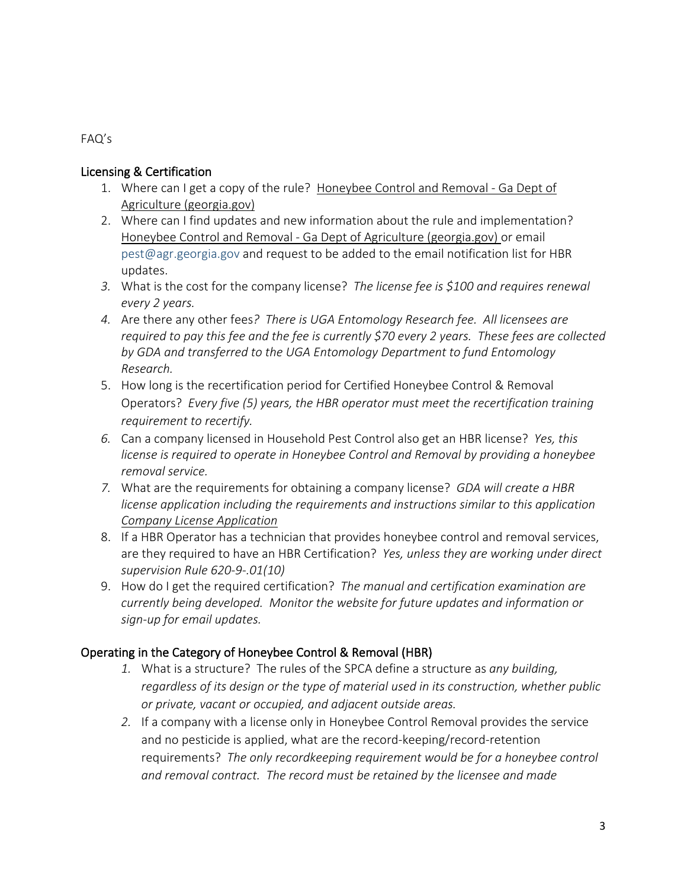FAQ's

## Licensing & Certification

1. Where can I get a copy of the rule? Honeybee Control and Removal - Ga Dept of Agriculture (georgia.gov)
2. Where can I find updates and new information about the rule and implementation? Honeybee Control and Removal - Ga Dept of Agriculture (georgia.gov) or email pest@agr.georgia.gov and request to be added to the email notification list for HBR updates.
3. What is the cost for the company license? *The license fee is $100 and requires renewal every 2 years.*
4. Are there any other fees? *There is UGA Entomology Research fee. All licensees are required to pay this fee and the fee is currently $70 every 2 years. These fees are collected by GDA and transferred to the UGA Entomology Department to fund Entomology Research.*
5. How long is the recertification period for Certified Honeybee Control & Removal Operators? *Every five (5) years, the HBR operator must meet the recertification training requirement to recertify.*
6. Can a company licensed in Household Pest Control also get an HBR license? *Yes, this license is required to operate in Honeybee Control and Removal by providing a honeybee removal service.*
7. What are the requirements for obtaining a company license? *GDA will create a HBR license application including the requirements and instructions similar to this application Company License Application*
8. If a HBR Operator has a technician that provides honeybee control and removal services, are they required to have an HBR Certification? *Yes, unless they are working under direct supervision Rule 620-9-.01(10)*
9. How do I get the required certification? *The manual and certification examination are currently being developed. Monitor the website for future updates and information or sign-up for email updates.*

## Operating in the Category of Honeybee Control & Removal (HBR)

1. What is a structure? The rules of the SPCA define a structure as *any building, regardless of its design or the type of material used in its construction, whether public or private, vacant or occupied, and adjacent outside areas.*
2. If a company with a license only in Honeybee Control Removal provides the service and no pesticide is applied, what are the record-keeping/record-retention requirements? *The only recordkeeping requirement would be for a honeybee control and removal contract. The record must be retained by the licensee and made*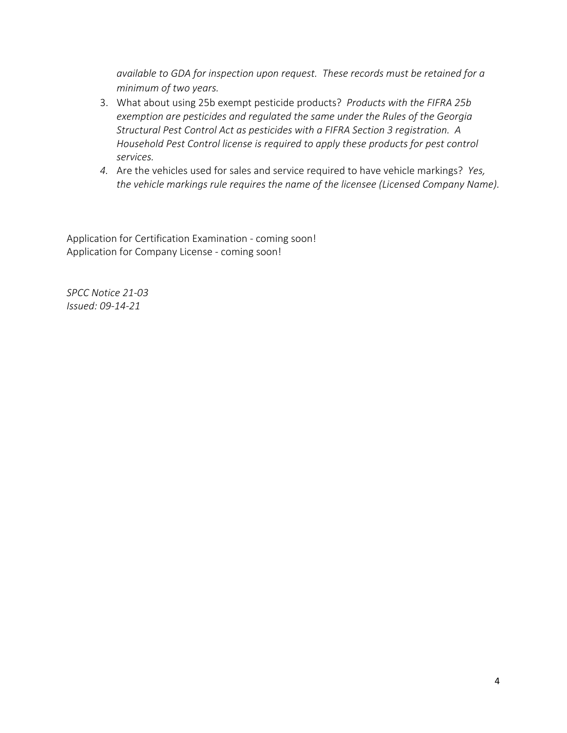*available to GDA for inspection upon request. These records must be retained for a minimum of two years.*

3. What about using 25b exempt pesticide products? *Products with the FIFRA 25b exemption are pesticides and regulated the same under the Rules of the Georgia Structural Pest Control Act as pesticides with a FIFRA Section 3 registration. A Household Pest Control license is required to apply these products for pest control services.*
4. Are the vehicles used for sales and service required to have vehicle markings? *Yes, the vehicle markings rule requires the name of the licensee (Licensed Company Name).*

Application for Certification Examination - coming soon!
Application for Company License - coming soon!

*SPCC Notice 21-03*
*Issued: 09-14-21*